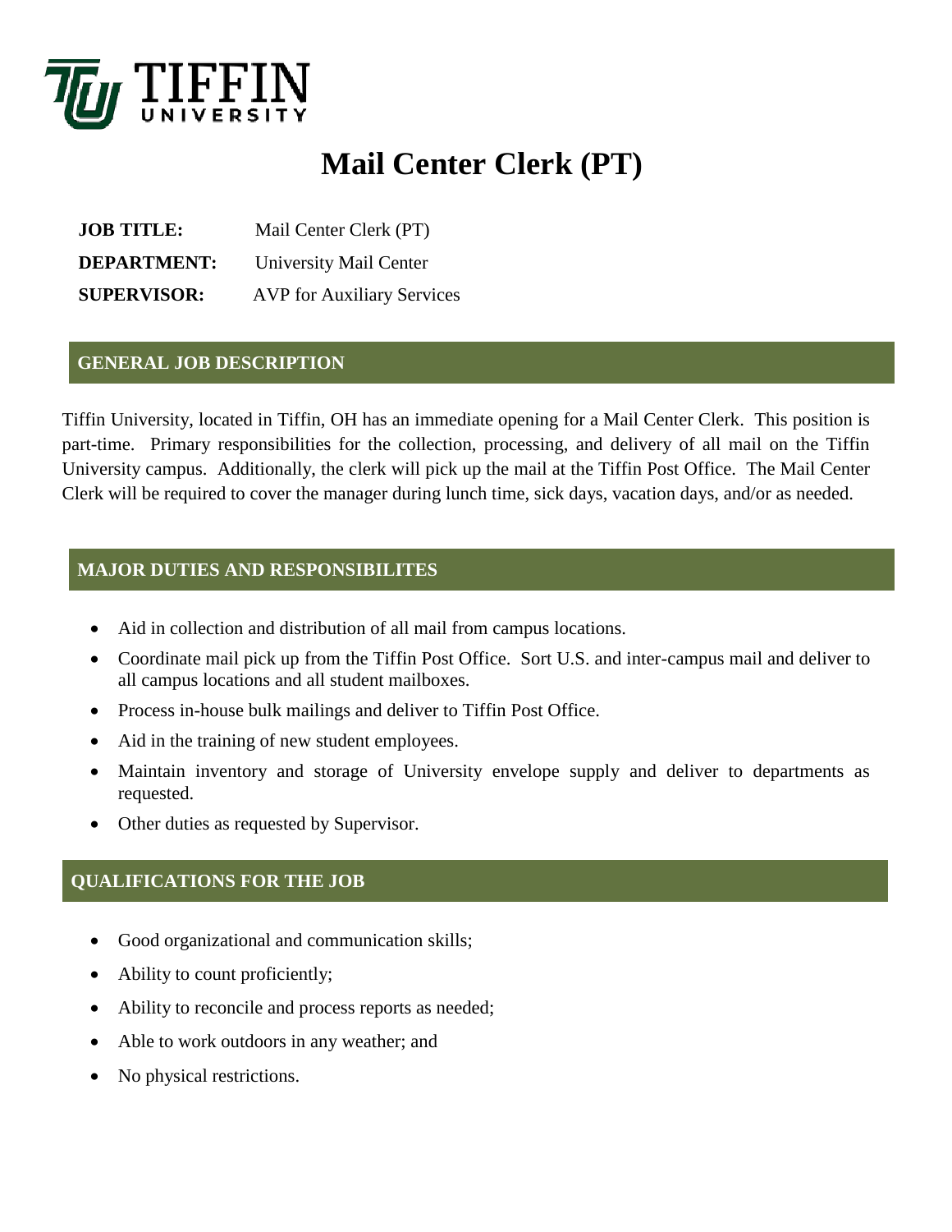TIFFIN UNIVERSITY

# Mail Center Clerk (PT)

**JOB TITLE:** Mail Center Clerk (PT)

**DEPARTMENT:** University Mail Center

**SUPERVISOR:** AVP for Auxiliary Services

## GENERAL JOB DESCRIPTION

Tiffin University, located in Tiffin, OH has an immediate opening for a Mail Center Clerk. This position is part-time. Primary responsibilities for the collection, processing, and delivery of all mail on the Tiffin University campus. Additionally, the clerk will pick up the mail at the Tiffin Post Office. The Mail Center Clerk will be required to cover the manager during lunch time, sick days, vacation days, and/or as needed.

## MAJOR DUTIES AND RESPONSIBILITES

- Aid in collection and distribution of all mail from campus locations.
- Coordinate mail pick up from the Tiffin Post Office. Sort U.S. and inter-campus mail and deliver to all campus locations and all student mailboxes.
- Process in-house bulk mailings and deliver to Tiffin Post Office.
- Aid in the training of new student employees.
- Maintain inventory and storage of University envelope supply and deliver to departments as requested.
- Other duties as requested by Supervisor.

## QUALIFICATIONS FOR THE JOB

- Good organizational and communication skills;
- Ability to count proficiently;
- Ability to reconcile and process reports as needed;
- Able to work outdoors in any weather; and
- No physical restrictions.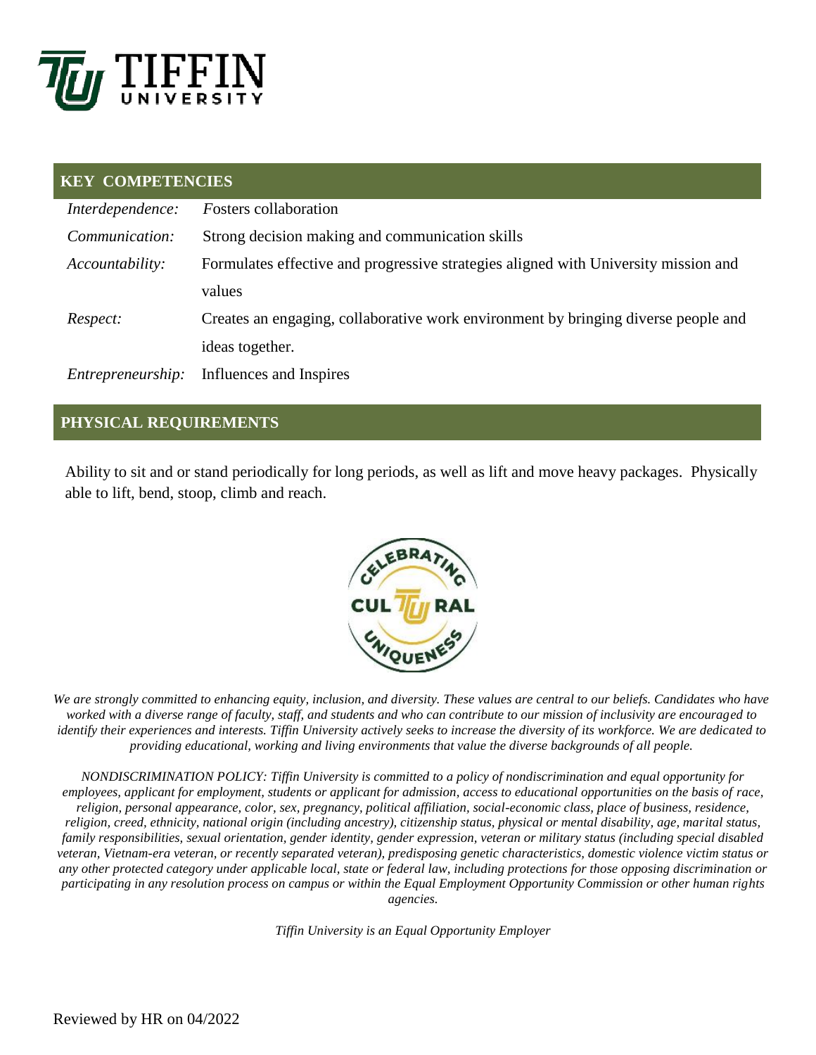## KEY COMPETENCIES

| | |
|---|---|
| *Interdependence:* | *F*osters collaboration |
| *Communication:* | Strong decision making and communication skills |
| *Accountability:* | Formulates effective and progressive strategies aligned with University mission and values |
| *Respect:* | Creates an engaging, collaborative work environment by bringing diverse people and ideas together. |
| *Entrepreneurship:* | Influences and Inspires |

## PHYSICAL REQUIREMENTS

Ability to sit and or stand periodically for long periods, as well as lift and move heavy packages. Physically able to lift, bend, stoop, climb and reach.

*We are strongly committed to enhancing equity, inclusion, and diversity. These values are central to our beliefs. Candidates who have worked with a diverse range of faculty, staff, and students and who can contribute to our mission of inclusivity are encouraged to identify their experiences and interests. Tiffin University actively seeks to increase the diversity of its workforce. We are dedicated to providing educational, working and living environments that value the diverse backgrounds of all people.*

*NONDISCRIMINATION POLICY: Tiffin University is committed to a policy of nondiscrimination and equal opportunity for employees, applicant for employment, students or applicant for admission, access to educational opportunities on the basis of race, religion, personal appearance, color, sex, pregnancy, political affiliation, social-economic class, place of business, residence, religion, creed, ethnicity, national origin (including ancestry), citizenship status, physical or mental disability, age, marital status, family responsibilities, sexual orientation, gender identity, gender expression, veteran or military status (including special disabled veteran, Vietnam-era veteran, or recently separated veteran), predisposing genetic characteristics, domestic violence victim status or any other protected category under applicable local, state or federal law, including protections for those opposing discrimination or participating in any resolution process on campus or within the Equal Employment Opportunity Commission or other human rights agencies.*

*Tiffin University is an Equal Opportunity Employer*

Reviewed by HR on 04/2022